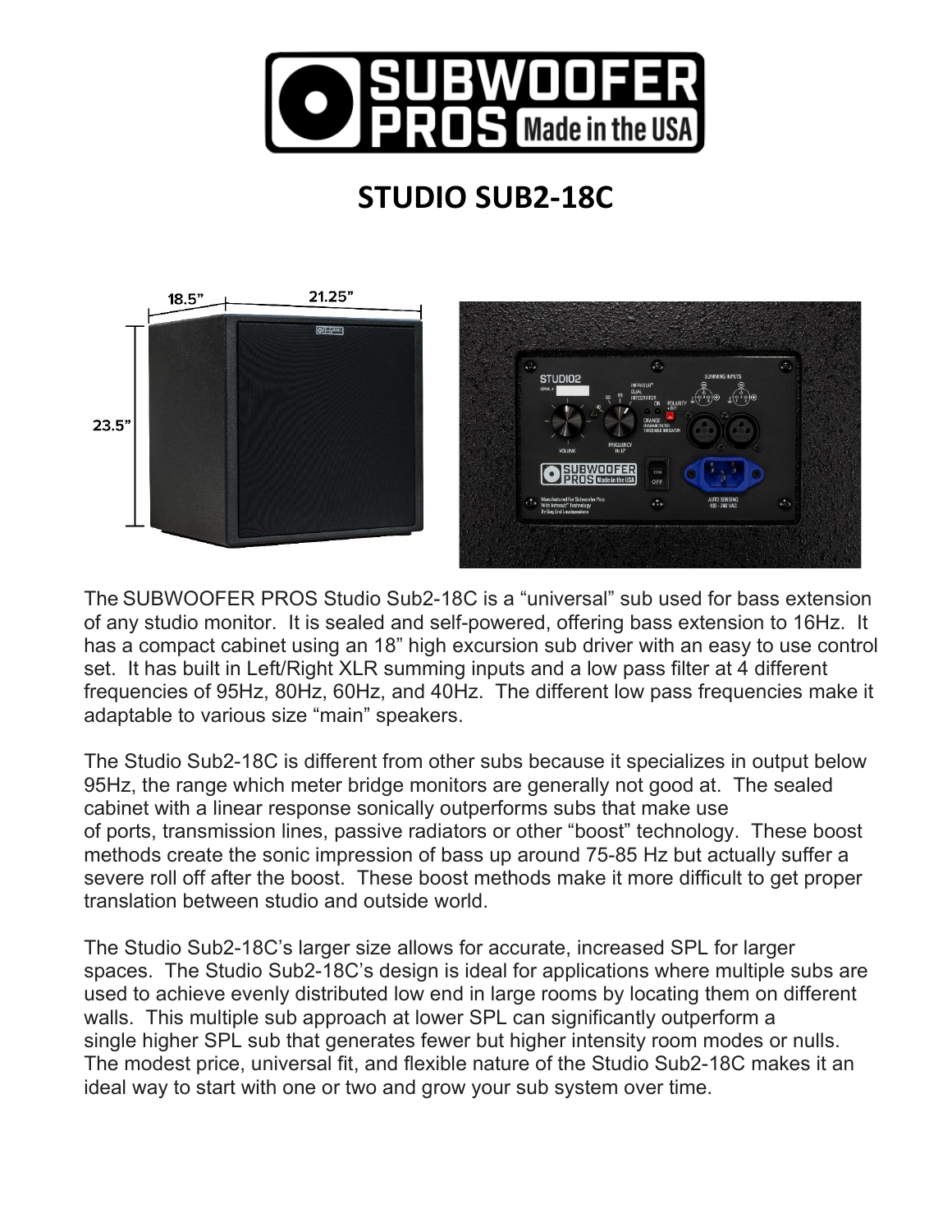# STUDIO SUB2-18C

The SUBWOOFER PROS Studio Sub2-18C is a "universal" sub used for bass extension of any studio monitor. It is sealed and self-powered, offering bass extension to 16Hz. It has a compact cabinet using an 18" high excursion sub driver with an easy to use control set. It has built in Left/Right XLR summing inputs and a low pass filter at 4 different frequencies of 95Hz, 80Hz, 60Hz, and 40Hz. The different low pass frequencies make it adaptable to various size "main" speakers.

The Studio Sub2-18C is different from other subs because it specializes in output below 95Hz, the range which meter bridge monitors are generally not good at. The sealed cabinet with a linear response sonically outperforms subs that make use of ports, transmission lines, passive radiators or other "boost" technology. These boost methods create the sonic impression of bass up around 75-85 Hz but actually suffer a severe roll off after the boost. These boost methods make it more difficult to get proper translation between studio and outside world.

The Studio Sub2-18C's larger size allows for accurate, increased SPL for larger spaces. The Studio Sub2-18C's design is ideal for applications where multiple subs are used to achieve evenly distributed low end in large rooms by locating them on different walls. This multiple sub approach at lower SPL can significantly outperform a single higher SPL sub that generates fewer but higher intensity room modes or nulls. The modest price, universal fit, and flexible nature of the Studio Sub2-18C makes it an ideal way to start with one or two and grow your sub system over time.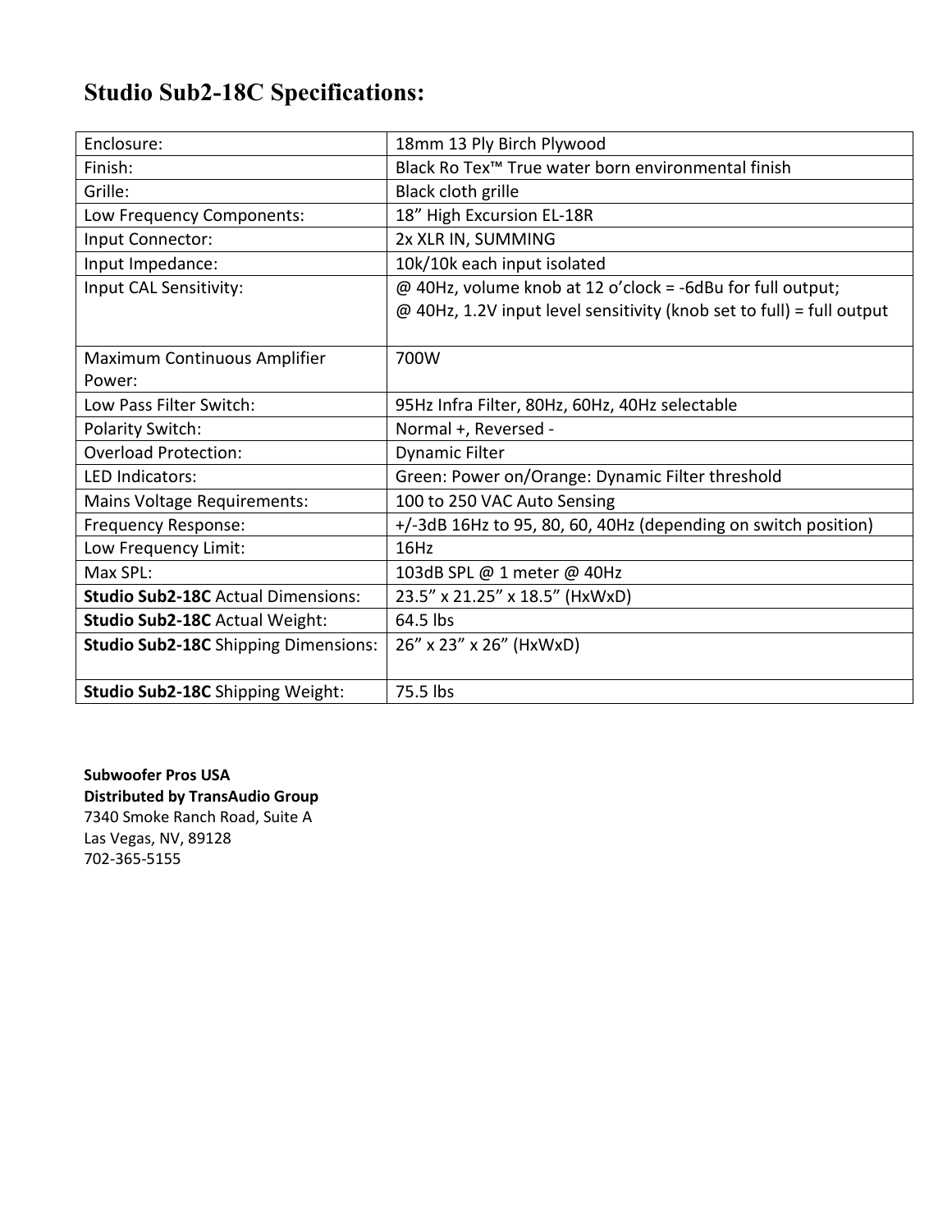## Studio Sub2-18C Specifications:

| | |
|---|---|
| Enclosure: | 18mm 13 Ply Birch Plywood |
| Finish: | Black Ro Tex™ True water born environmental finish |
| Grille: | Black cloth grille |
| Low Frequency Components: | 18" High Excursion EL-18R |
| Input Connector: | 2x XLR IN, SUMMING |
| Input Impedance: | 10k/10k each input isolated |
| Input CAL Sensitivity: | @ 40Hz, volume knob at 12 o'clock = -6dBu for full output; @ 40Hz, 1.2V input level sensitivity (knob set to full) = full output |
| Maximum Continuous Amplifier Power: | 700W |
| Low Pass Filter Switch: | 95Hz Infra Filter, 80Hz, 60Hz, 40Hz selectable |
| Polarity Switch: | Normal +, Reversed - |
| Overload Protection: | Dynamic Filter |
| LED Indicators: | Green: Power on/Orange: Dynamic Filter threshold |
| Mains Voltage Requirements: | 100 to 250 VAC Auto Sensing |
| Frequency Response: | +/-3dB 16Hz to 95, 80, 60, 40Hz (depending on switch position) |
| Low Frequency Limit: | 16Hz |
| Max SPL: | 103dB SPL @ 1 meter @ 40Hz |
| **Studio Sub2-18C** Actual Dimensions: | 23.5" x 21.25" x 18.5" (HxWxD) |
| **Studio Sub2-18C** Actual Weight: | 64.5 lbs |
| **Studio Sub2-18C** Shipping Dimensions: | 26" x 23" x 26" (HxWxD) |
| **Studio Sub2-18C** Shipping Weight: | 75.5 lbs |

**Subwoofer Pros USA**
**Distributed by TransAudio Group**
7340 Smoke Ranch Road, Suite A
Las Vegas, NV, 89128
702-365-5155